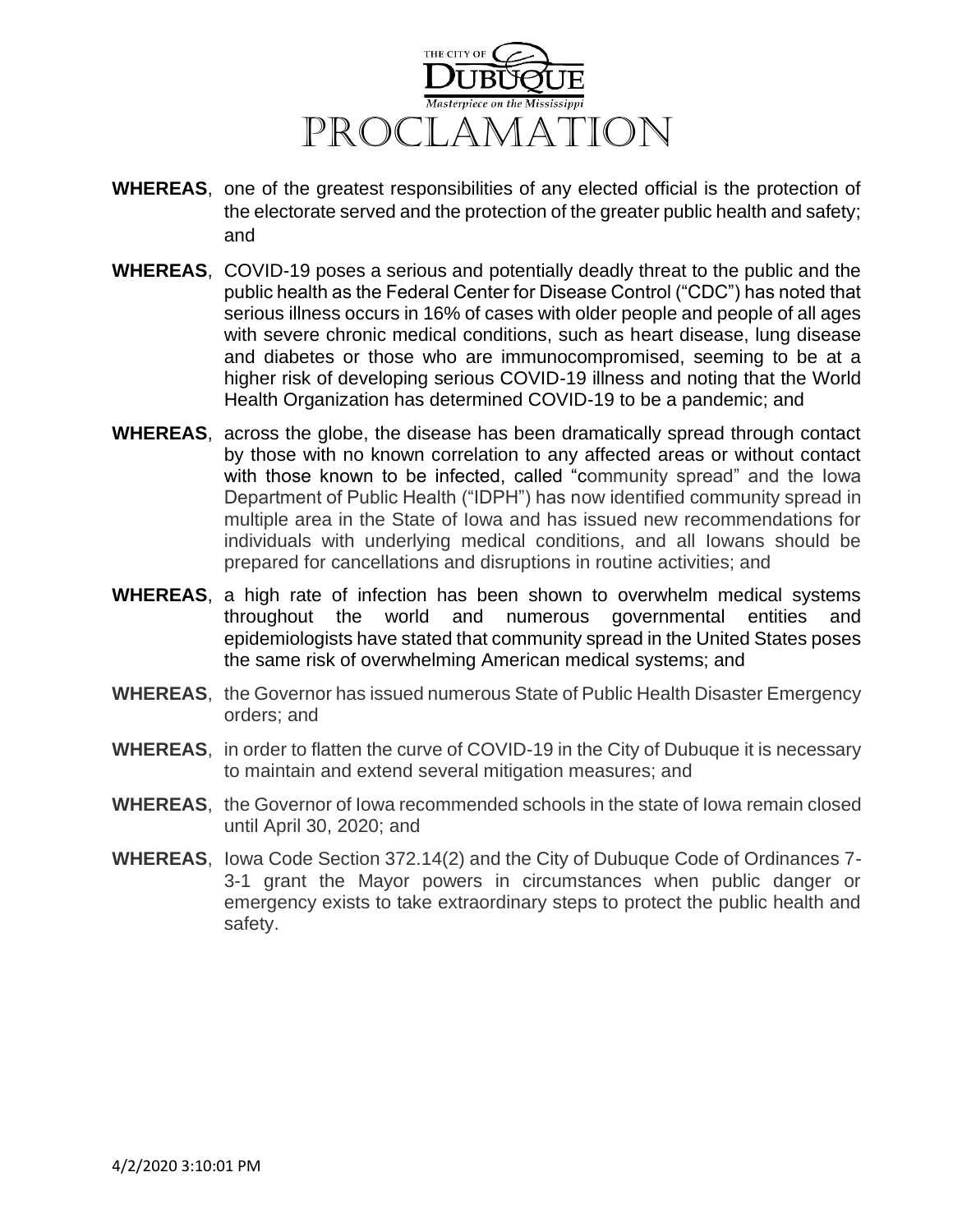THE CITY OF DUBUQUE

*Masterpiece on the Mississippi*

# PROCLAMATION

**WHEREAS**, one of the greatest responsibilities of any elected official is the protection of the electorate served and the protection of the greater public health and safety; and

**WHEREAS**, COVID-19 poses a serious and potentially deadly threat to the public and the public health as the Federal Center for Disease Control ("CDC") has noted that serious illness occurs in 16% of cases with older people and people of all ages with severe chronic medical conditions, such as heart disease, lung disease and diabetes or those who are immunocompromised, seeming to be at a higher risk of developing serious COVID-19 illness and noting that the World Health Organization has determined COVID-19 to be a pandemic; and

**WHEREAS**, across the globe, the disease has been dramatically spread through contact by those with no known correlation to any affected areas or without contact with those known to be infected, called "community spread" and the Iowa Department of Public Health ("IDPH") has now identified community spread in multiple area in the State of Iowa and has issued new recommendations for individuals with underlying medical conditions, and all Iowans should be prepared for cancellations and disruptions in routine activities; and

**WHEREAS**, a high rate of infection has been shown to overwhelm medical systems throughout the world and numerous governmental entities and epidemiologists have stated that community spread in the United States poses the same risk of overwhelming American medical systems; and

**WHEREAS**, the Governor has issued numerous State of Public Health Disaster Emergency orders; and

**WHEREAS**, in order to flatten the curve of COVID-19 in the City of Dubuque it is necessary to maintain and extend several mitigation measures; and

**WHEREAS**, the Governor of Iowa recommended schools in the state of Iowa remain closed until April 30, 2020; and

**WHEREAS**, Iowa Code Section 372.14(2) and the City of Dubuque Code of Ordinances 7-3-1 grant the Mayor powers in circumstances when public danger or emergency exists to take extraordinary steps to protect the public health and safety.

4/2/2020 3:10:01 PM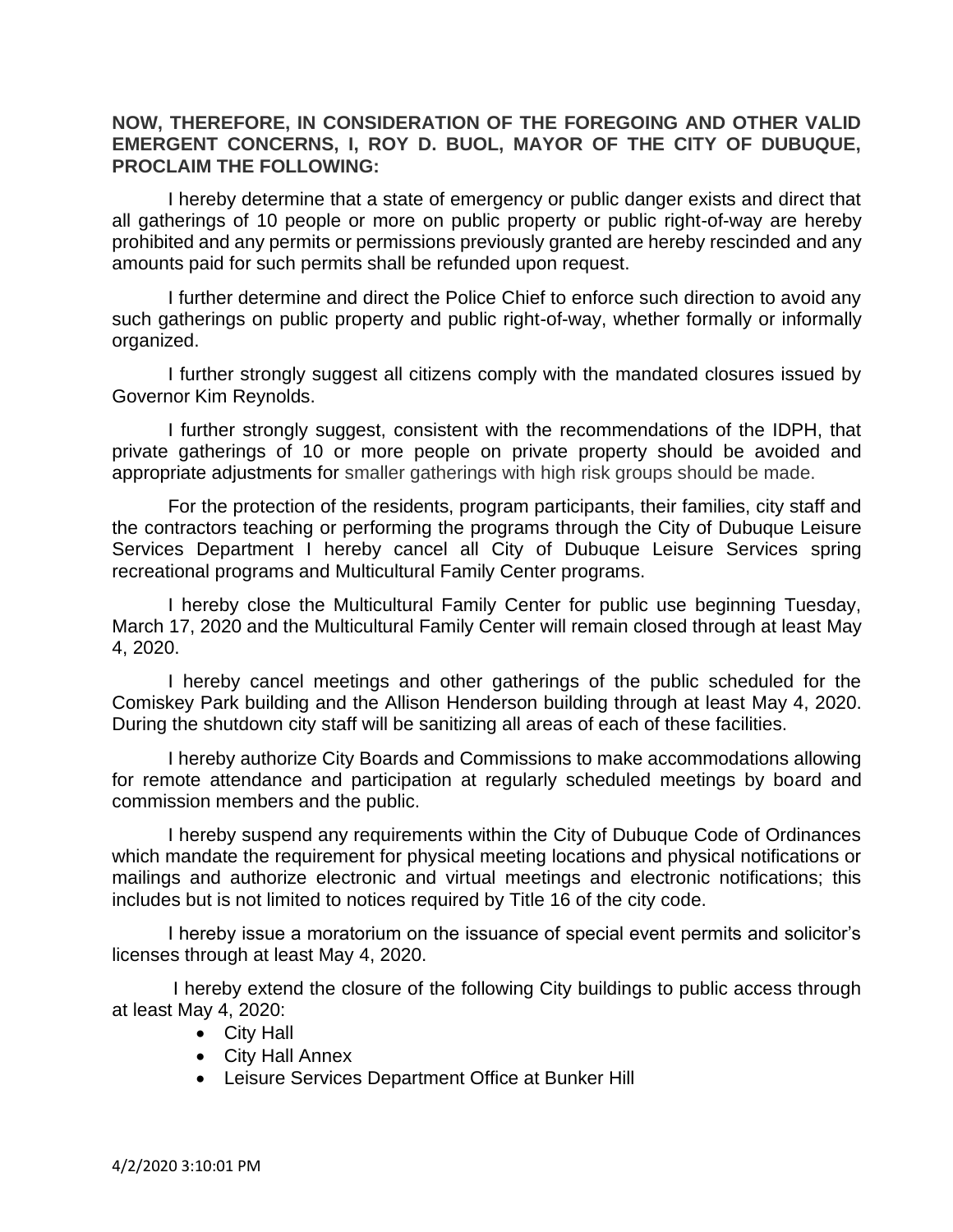**NOW, THEREFORE, IN CONSIDERATION OF THE FOREGOING AND OTHER VALID EMERGENT CONCERNS, I, ROY D. BUOL, MAYOR OF THE CITY OF DUBUQUE, PROCLAIM THE FOLLOWING:**

I hereby determine that a state of emergency or public danger exists and direct that all gatherings of 10 people or more on public property or public right-of-way are hereby prohibited and any permits or permissions previously granted are hereby rescinded and any amounts paid for such permits shall be refunded upon request.

I further determine and direct the Police Chief to enforce such direction to avoid any such gatherings on public property and public right-of-way, whether formally or informally organized.

I further strongly suggest all citizens comply with the mandated closures issued by Governor Kim Reynolds.

I further strongly suggest, consistent with the recommendations of the IDPH, that private gatherings of 10 or more people on private property should be avoided and appropriate adjustments for smaller gatherings with high risk groups should be made.

For the protection of the residents, program participants, their families, city staff and the contractors teaching or performing the programs through the City of Dubuque Leisure Services Department I hereby cancel all City of Dubuque Leisure Services spring recreational programs and Multicultural Family Center programs.

I hereby close the Multicultural Family Center for public use beginning Tuesday, March 17, 2020 and the Multicultural Family Center will remain closed through at least May 4, 2020.

I hereby cancel meetings and other gatherings of the public scheduled for the Comiskey Park building and the Allison Henderson building through at least May 4, 2020. During the shutdown city staff will be sanitizing all areas of each of these facilities.

I hereby authorize City Boards and Commissions to make accommodations allowing for remote attendance and participation at regularly scheduled meetings by board and commission members and the public.

I hereby suspend any requirements within the City of Dubuque Code of Ordinances which mandate the requirement for physical meeting locations and physical notifications or mailings and authorize electronic and virtual meetings and electronic notifications; this includes but is not limited to notices required by Title 16 of the city code.

I hereby issue a moratorium on the issuance of special event permits and solicitor's licenses through at least May 4, 2020.

I hereby extend the closure of the following City buildings to public access through at least May 4, 2020:

- City Hall
- City Hall Annex
- Leisure Services Department Office at Bunker Hill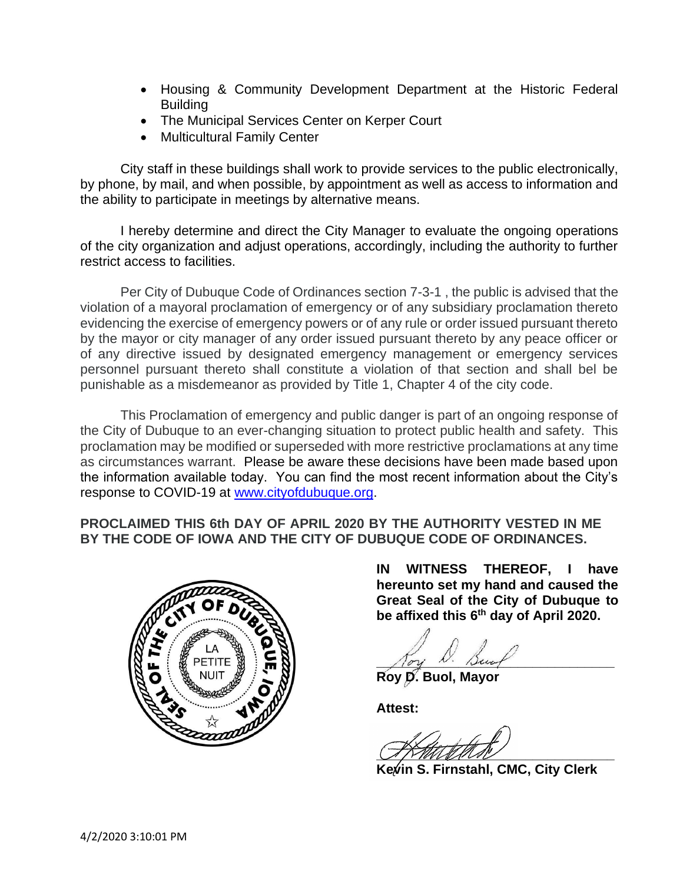- Housing & Community Development Department at the Historic Federal Building
- The Municipal Services Center on Kerper Court
- Multicultural Family Center

City staff in these buildings shall work to provide services to the public electronically, by phone, by mail, and when possible, by appointment as well as access to information and the ability to participate in meetings by alternative means.

I hereby determine and direct the City Manager to evaluate the ongoing operations of the city organization and adjust operations, accordingly, including the authority to further restrict access to facilities.

Per City of Dubuque Code of Ordinances section 7-3-1 , the public is advised that the violation of a mayoral proclamation of emergency or of any subsidiary proclamation thereto evidencing the exercise of emergency powers or of any rule or order issued pursuant thereto by the mayor or city manager of any order issued pursuant thereto by any peace officer or of any directive issued by designated emergency management or emergency services personnel pursuant thereto shall constitute a violation of that section and shall bel be punishable as a misdemeanor as provided by Title 1, Chapter 4 of the city code.

This Proclamation of emergency and public danger is part of an ongoing response of the City of Dubuque to an ever-changing situation to protect public health and safety. This proclamation may be modified or superseded with more restrictive proclamations at any time as circumstances warrant. Please be aware these decisions have been made based upon the information available today. You can find the most recent information about the City's response to COVID-19 at [www.cityofdubuque.org](www.cityofdubuque.org).

**PROCLAIMED THIS 6th DAY OF APRIL 2020 BY THE AUTHORITY VESTED IN ME BY THE CODE OF IOWA AND THE CITY OF DUBUQUE CODE OF ORDINANCES.**

SEAL OF THE CITY OF DUBUQUE, IOWA

LA PETITE NUIT

**IN WITNESS THEREOF, I have hereunto set my hand and caused the Great Seal of the City of Dubuque to be affixed this 6th day of April 2020.**

**Roy D. Buol, Mayor**

**Attest:**

**Kevin S. Firnstahl, CMC, City Clerk**

4/2/2020 3:10:01 PM